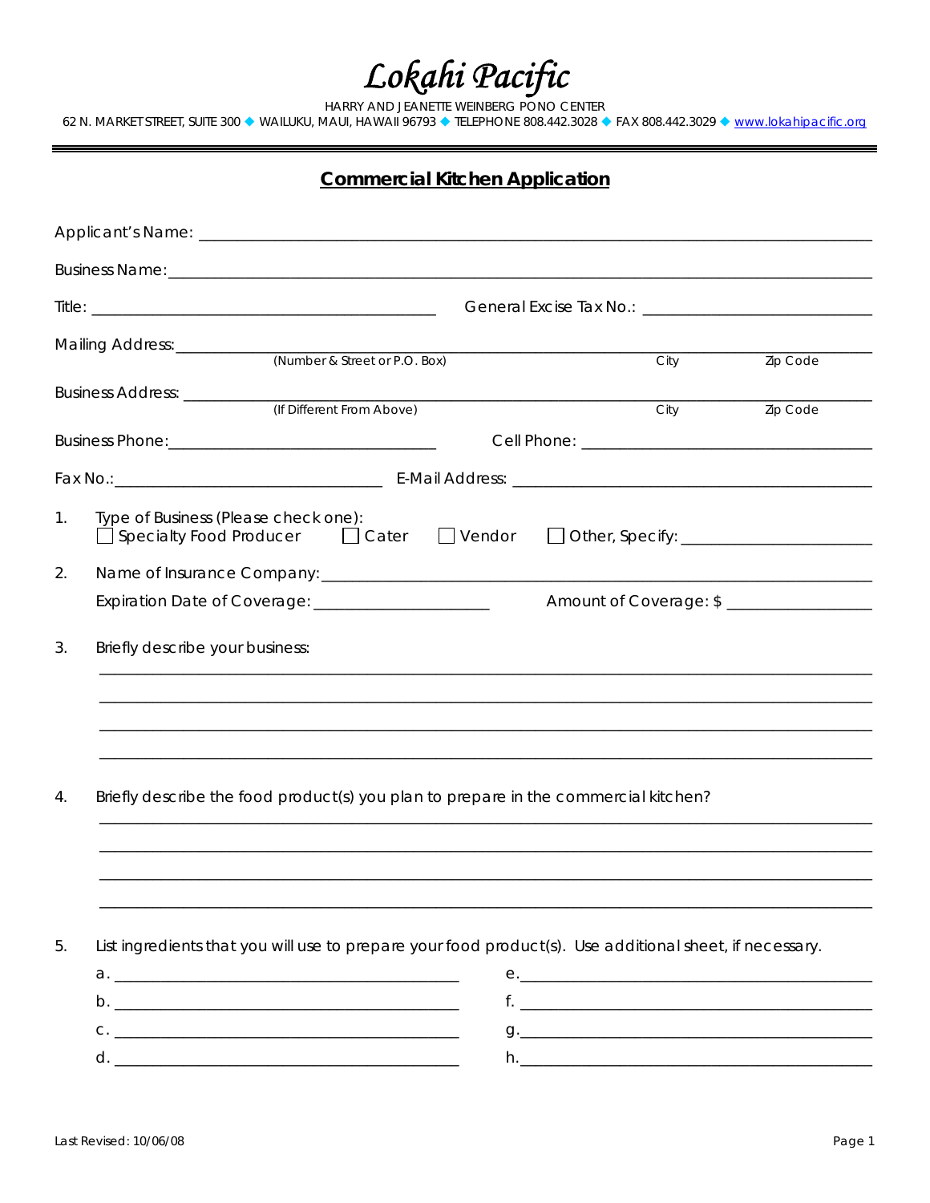# Lokahi Pacific

HARRY AND JEANETTE WEINBERG PONO CENTER

62 N. MARKET STREET, SUITE 300 ◆ WAILUKU, MAUI, HAWAII 96793 ◆ TELEPHONE 808.442.3028 ◆ FAX 808.442.3029 ◆ www.lokahipacific.org

## Commercial Kitchen Application

Applicant's Name: ______________________________________________

Business Name: ______________________________________________

Title: ______________________ General Excise Tax No.: ______________________

Mailing Address: ______________________________________________
(Number & Street or P.O. Box) City Zip Code

Business Address: ______________________________________________
(If Different From Above) City Zip Code

Business Phone: ______________________ Cell Phone: ______________________

Fax No.: ______________________ E-Mail Address: ______________________

1. Type of Business (Please check one):
   ☐ Specialty Food Producer ☐ Cater ☐ Vendor ☐ Other, Specify: ______________

2. Name of Insurance Company: ______________________________________________

   Expiration Date of Coverage: ______________________ Amount of Coverage: $ ______________

3. Briefly describe your business:

   ______________________________________________

   ______________________________________________

   ______________________________________________

   ______________________________________________

4. Briefly describe the food product(s) you plan to prepare in the commercial kitchen?

   ______________________________________________

   ______________________________________________

   ______________________________________________

   ______________________________________________

5. List ingredients that you will use to prepare your food product(s). Use additional sheet, if necessary.

   a. ______________________ e. ______________________

   b. ______________________ f. ______________________

   c. ______________________ g. ______________________

   d. ______________________ h. ______________________

Last Revised: 10/06/08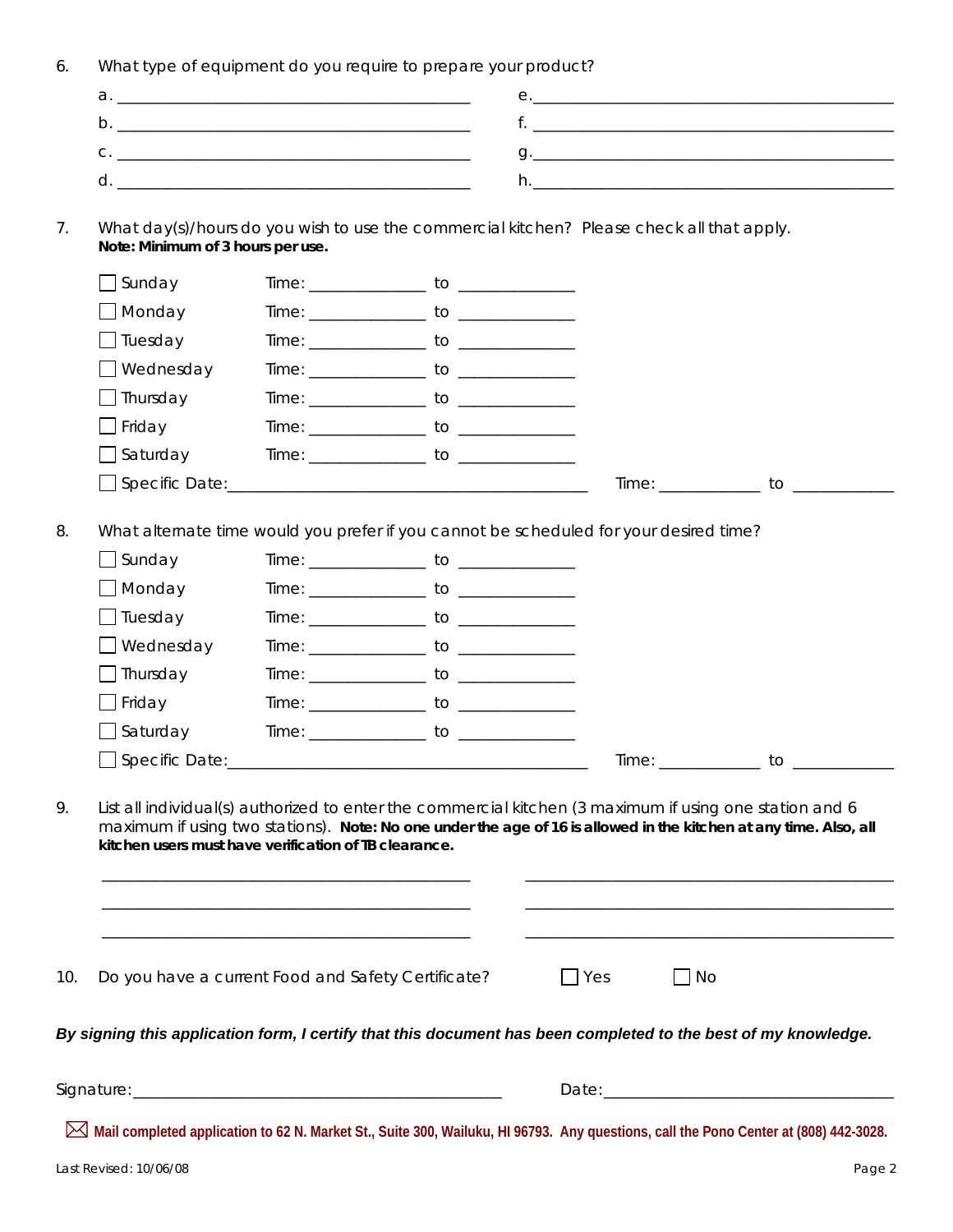6. What type of equipment do you require to prepare your product?

a. ____________________ e. ____________________
b. ____________________ f. ____________________
c. ____________________ g. ____________________
d. ____________________ h. ____________________

7. What day(s)/hours do you wish to use the commercial kitchen? Please check all that apply.
**Note: Minimum of 3 hours per use.**

☐ Sunday Time: __________ to __________
☐ Monday Time: __________ to __________
☐ Tuesday Time: __________ to __________
☐ Wednesday Time: __________ to __________
☐ Thursday Time: __________ to __________
☐ Friday Time: __________ to __________
☐ Saturday Time: __________ to __________
☐ Specific Date: ____________________ Time: __________ to __________

8. What alternate time would you prefer if you cannot be scheduled for your desired time?

☐ Sunday Time: __________ to __________
☐ Monday Time: __________ to __________
☐ Tuesday Time: __________ to __________
☐ Wednesday Time: __________ to __________
☐ Thursday Time: __________ to __________
☐ Friday Time: __________ to __________
☐ Saturday Time: __________ to __________
☐ Specific Date: ____________________ Time: __________ to __________

9. List all individual(s) authorized to enter the commercial kitchen (3 maximum if using one station and 6 maximum if using two stations). **Note: No one under the age of 16 is allowed in the kitchen at any time. Also, all kitchen users must have verification of TB clearance.**

____________________ ____________________
____________________ ____________________
____________________ ____________________

10. Do you have a current Food and Safety Certificate? ☐ Yes ☐ No

***By signing this application form, I certify that this document has been completed to the best of my knowledge.***

Signature: ____________________ Date: ____________________

**Mail completed application to 62 N. Market St., Suite 300, Wailuku, HI 96793. Any questions, call the Pono Center at (808) 442-3028.**

Last Revised: 10/06/08